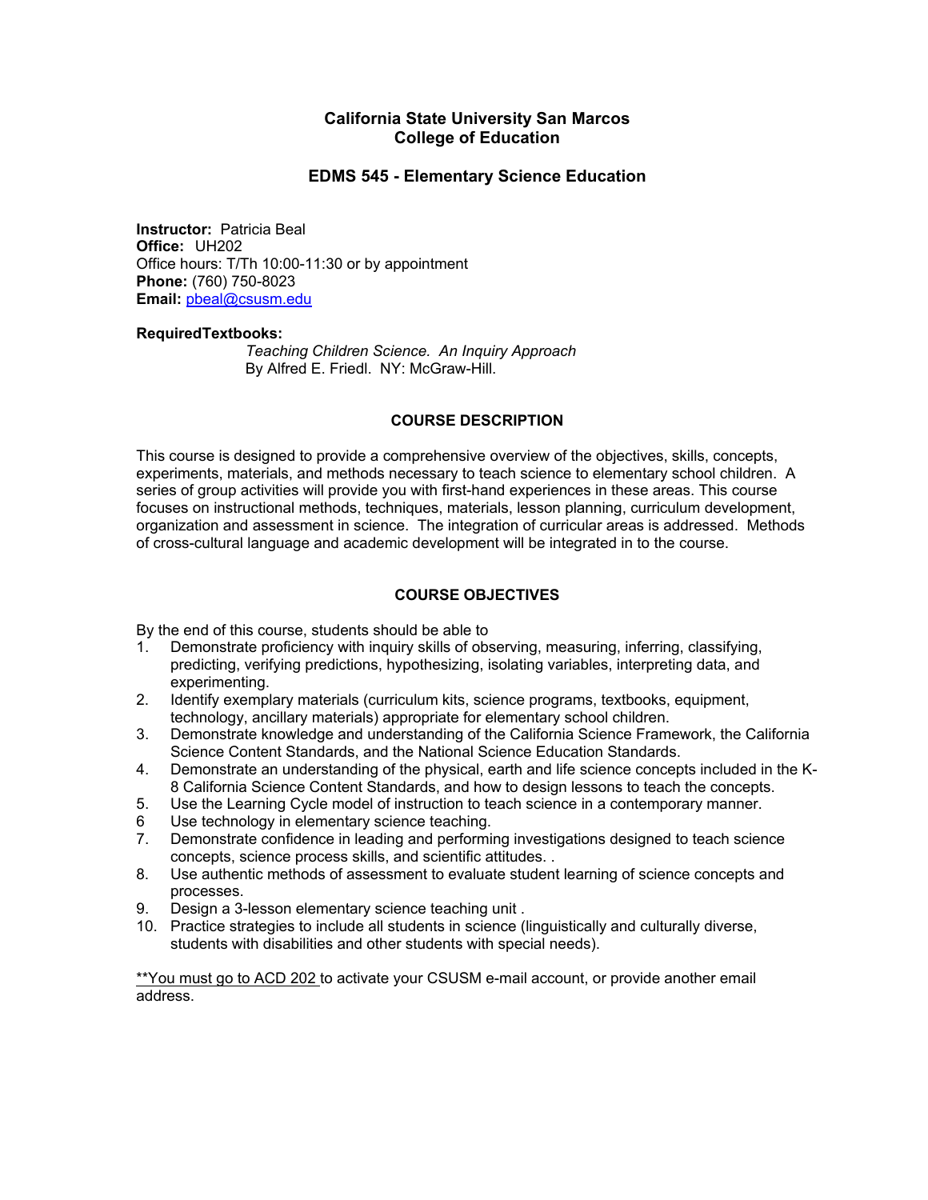# California State University San Marcos
# College of Education

## EDMS 545 - Elementary Science Education

**Instructor:** Patricia Beal
**Office:** UH202
Office hours: T/Th 10:00-11:30 or by appointment
**Phone:** (760) 750-8023
**Email:** pbeal@csusm.edu

**RequiredTextbooks:**

*Teaching Children Science. An Inquiry Approach*
By Alfred E. Friedl. NY: McGraw-Hill.

### COURSE DESCRIPTION

This course is designed to provide a comprehensive overview of the objectives, skills, concepts, experiments, materials, and methods necessary to teach science to elementary school children. A series of group activities will provide you with first-hand experiences in these areas. This course focuses on instructional methods, techniques, materials, lesson planning, curriculum development, organization and assessment in science. The integration of curricular areas is addressed. Methods of cross-cultural language and academic development will be integrated in to the course.

### COURSE OBJECTIVES

By the end of this course, students should be able to

1. Demonstrate proficiency with inquiry skills of observing, measuring, inferring, classifying, predicting, verifying predictions, hypothesizing, isolating variables, interpreting data, and experimenting.
2. Identify exemplary materials (curriculum kits, science programs, textbooks, equipment, technology, ancillary materials) appropriate for elementary school children.
3. Demonstrate knowledge and understanding of the California Science Framework, the California Science Content Standards, and the National Science Education Standards.
4. Demonstrate an understanding of the physical, earth and life science concepts included in the K-8 California Science Content Standards, and how to design lessons to teach the concepts.
5. Use the Learning Cycle model of instruction to teach science in a contemporary manner.
6. Use technology in elementary science teaching.
7. Demonstrate confidence in leading and performing investigations designed to teach science concepts, science process skills, and scientific attitudes. .
8. Use authentic methods of assessment to evaluate student learning of science concepts and processes.
9. Design a 3-lesson elementary science teaching unit .
10. Practice strategies to include all students in science (linguistically and culturally diverse, students with disabilities and other students with special needs).

**<u>You must go to ACD 202</u> to activate your CSUSM e-mail account, or provide another email address.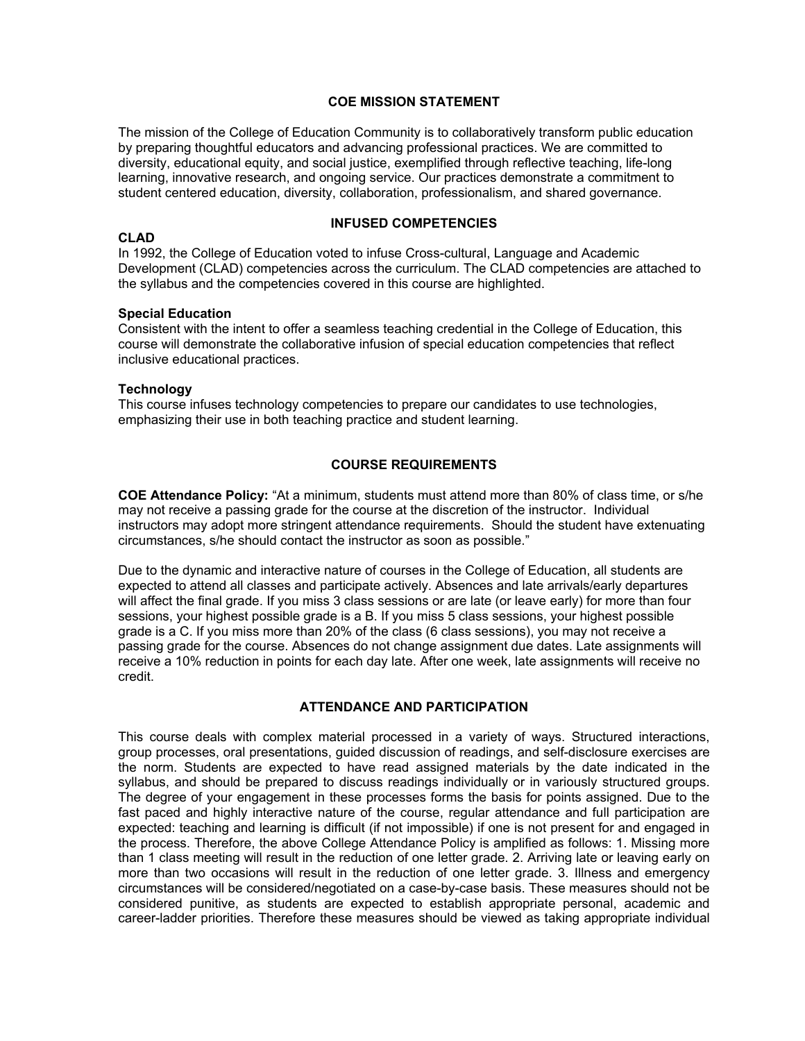## COE MISSION STATEMENT

The mission of the College of Education Community is to collaboratively transform public education by preparing thoughtful educators and advancing professional practices. We are committed to diversity, educational equity, and social justice, exemplified through reflective teaching, life-long learning, innovative research, and ongoing service. Our practices demonstrate a commitment to student centered education, diversity, collaboration, professionalism, and shared governance.

## INFUSED COMPETENCIES

### CLAD

In 1992, the College of Education voted to infuse Cross-cultural, Language and Academic Development (CLAD) competencies across the curriculum. The CLAD competencies are attached to the syllabus and the competencies covered in this course are highlighted.

### Special Education

Consistent with the intent to offer a seamless teaching credential in the College of Education, this course will demonstrate the collaborative infusion of special education competencies that reflect inclusive educational practices.

### Technology

This course infuses technology competencies to prepare our candidates to use technologies, emphasizing their use in both teaching practice and student learning.

## COURSE REQUIREMENTS

**COE Attendance Policy:** "At a minimum, students must attend more than 80% of class time, or s/he may not receive a passing grade for the course at the discretion of the instructor. Individual instructors may adopt more stringent attendance requirements. Should the student have extenuating circumstances, s/he should contact the instructor as soon as possible."

Due to the dynamic and interactive nature of courses in the College of Education, all students are expected to attend all classes and participate actively. Absences and late arrivals/early departures will affect the final grade. If you miss 3 class sessions or are late (or leave early) for more than four sessions, your highest possible grade is a B. If you miss 5 class sessions, your highest possible grade is a C. If you miss more than 20% of the class (6 class sessions), you may not receive a passing grade for the course. Absences do not change assignment due dates. Late assignments will receive a 10% reduction in points for each day late. After one week, late assignments will receive no credit.

## ATTENDANCE AND PARTICIPATION

This course deals with complex material processed in a variety of ways. Structured interactions, group processes, oral presentations, guided discussion of readings, and self-disclosure exercises are the norm. Students are expected to have read assigned materials by the date indicated in the syllabus, and should be prepared to discuss readings individually or in variously structured groups. The degree of your engagement in these processes forms the basis for points assigned. Due to the fast paced and highly interactive nature of the course, regular attendance and full participation are expected: teaching and learning is difficult (if not impossible) if one is not present for and engaged in the process. Therefore, the above College Attendance Policy is amplified as follows: 1. Missing more than 1 class meeting will result in the reduction of one letter grade. 2. Arriving late or leaving early on more than two occasions will result in the reduction of one letter grade. 3. Illness and emergency circumstances will be considered/negotiated on a case-by-case basis. These measures should not be considered punitive, as students are expected to establish appropriate personal, academic and career-ladder priorities. Therefore these measures should be viewed as taking appropriate individual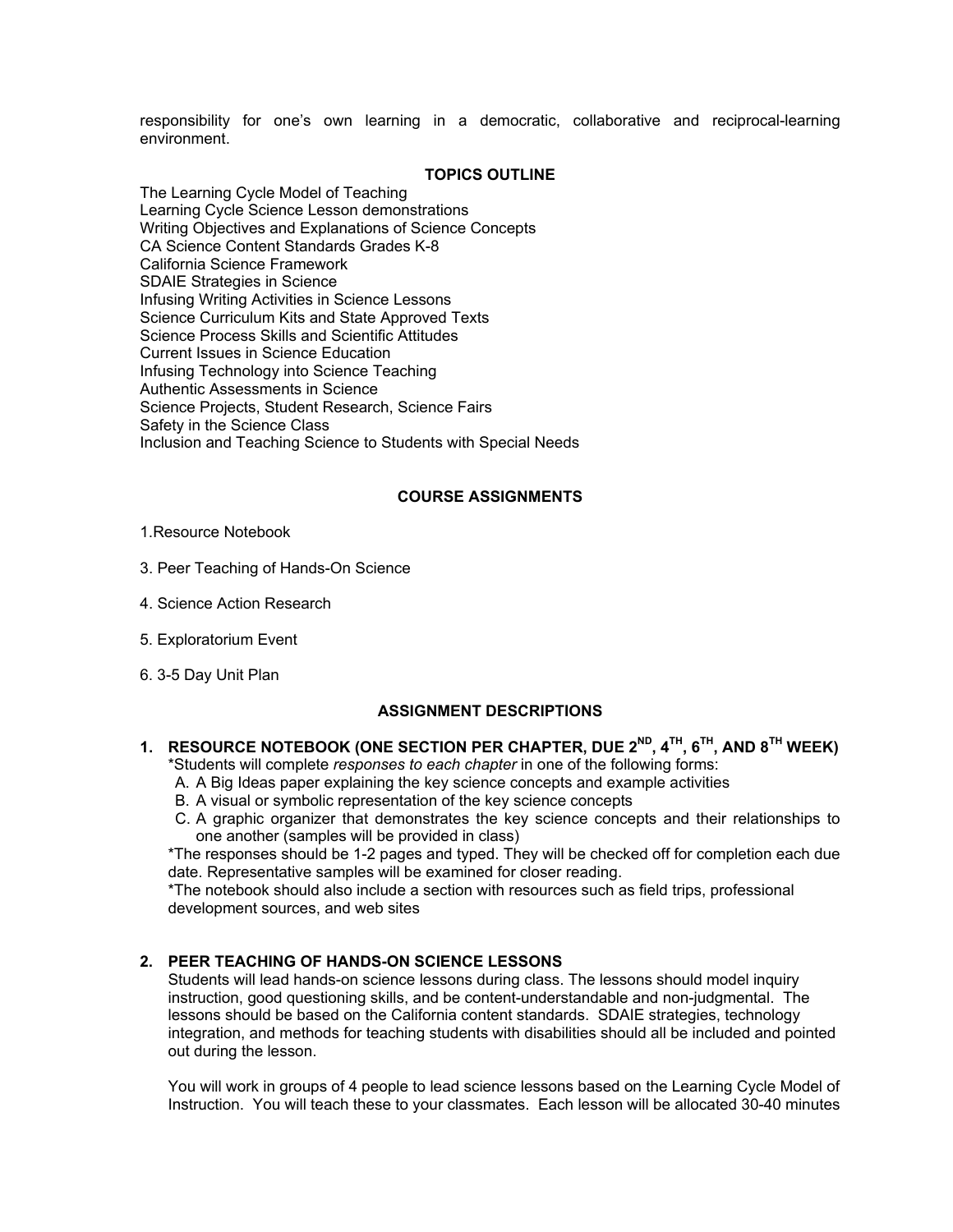responsibility for one's own learning in a democratic, collaborative and reciprocal-learning environment.

### TOPICS OUTLINE

The Learning Cycle Model of Teaching
Learning Cycle Science Lesson demonstrations
Writing Objectives and Explanations of Science Concepts
CA Science Content Standards Grades K-8
California Science Framework
SDAIE Strategies in Science
Infusing Writing Activities in Science Lessons
Science Curriculum Kits and State Approved Texts
Science Process Skills and Scientific Attitudes
Current Issues in Science Education
Infusing Technology into Science Teaching
Authentic Assessments in Science
Science Projects, Student Research, Science Fairs
Safety in the Science Class
Inclusion and Teaching Science to Students with Special Needs

### COURSE ASSIGNMENTS

1.Resource Notebook

3. Peer Teaching of Hands-On Science

4. Science Action Research

5. Exploratorium Event

6. 3-5 Day Unit Plan

### ASSIGNMENT DESCRIPTIONS

**1. RESOURCE NOTEBOOK (ONE SECTION PER CHAPTER, DUE 2ND, 4TH, 6TH, AND 8TH WEEK)**

*Students will complete *responses to each chapter* in one of the following forms:

A. A Big Ideas paper explaining the key science concepts and example activities
B. A visual or symbolic representation of the key science concepts
C. A graphic organizer that demonstrates the key science concepts and their relationships to one another (samples will be provided in class)

*The responses should be 1-2 pages and typed. They will be checked off for completion each due date. Representative samples will be examined for closer reading.

*The notebook should also include a section with resources such as field trips, professional development sources, and web sites

**2. PEER TEACHING OF HANDS-ON SCIENCE LESSONS**

Students will lead hands-on science lessons during class. The lessons should model inquiry instruction, good questioning skills, and be content-understandable and non-judgmental. The lessons should be based on the California content standards. SDAIE strategies, technology integration, and methods for teaching students with disabilities should all be included and pointed out during the lesson.

You will work in groups of 4 people to lead science lessons based on the Learning Cycle Model of Instruction. You will teach these to your classmates. Each lesson will be allocated 30-40 minutes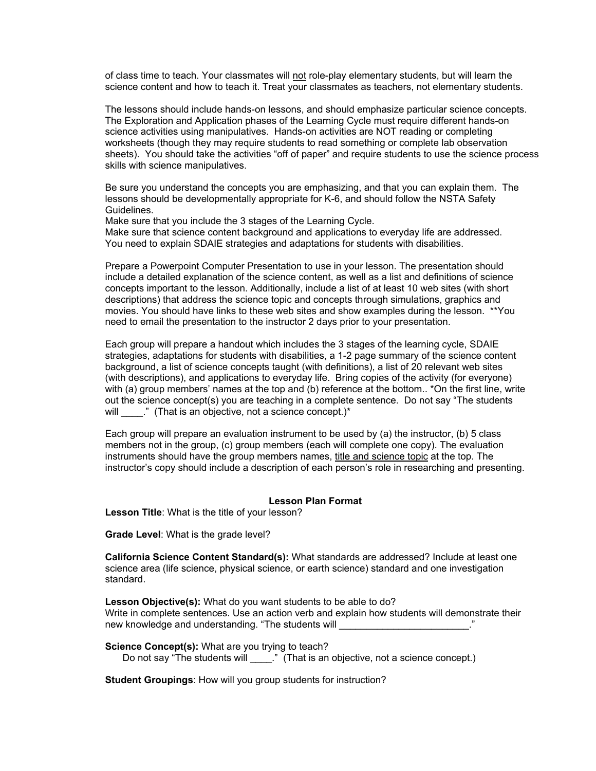of class time to teach. Your classmates will <u>not</u> role-play elementary students, but will learn the science content and how to teach it. Treat your classmates as teachers, not elementary students.

The lessons should include hands-on lessons, and should emphasize particular science concepts. The Exploration and Application phases of the Learning Cycle must require different hands-on science activities using manipulatives. Hands-on activities are NOT reading or completing worksheets (though they may require students to read something or complete lab observation sheets). You should take the activities "off of paper" and require students to use the science process skills with science manipulatives.

Be sure you understand the concepts you are emphasizing, and that you can explain them. The lessons should be developmentally appropriate for K-6, and should follow the NSTA Safety Guidelines.
Make sure that you include the 3 stages of the Learning Cycle.
Make sure that science content background and applications to everyday life are addressed.
You need to explain SDAIE strategies and adaptations for students with disabilities.

Prepare a Powerpoint Computer Presentation to use in your lesson. The presentation should include a detailed explanation of the science content, as well as a list and definitions of science concepts important to the lesson. Additionally, include a list of at least 10 web sites (with short descriptions) that address the science topic and concepts through simulations, graphics and movies. You should have links to these web sites and show examples during the lesson. **You need to email the presentation to the instructor 2 days prior to your presentation.

Each group will prepare a handout which includes the 3 stages of the learning cycle, SDAIE strategies, adaptations for students with disabilities, a 1-2 page summary of the science content background, a list of science concepts taught (with definitions), a list of 20 relevant web sites (with descriptions), and applications to everyday life. Bring copies of the activity (for everyone) with (a) group members' names at the top and (b) reference at the bottom.. *On the first line, write out the science concept(s) you are teaching in a complete sentence. Do not say "The students will ____." (That is an objective, not a science concept.)*

Each group will prepare an evaluation instrument to be used by (a) the instructor, (b) 5 class members not in the group, (c) group members (each will complete one copy). The evaluation instruments should have the group members names, <u>title and science topic</u> at the top. The instructor's copy should include a description of each person's role in researching and presenting.

## Lesson Plan Format

**Lesson Title**: What is the title of your lesson?

**Grade Level**: What is the grade level?

**California Science Content Standard(s):** What standards are addressed? Include at least one science area (life science, physical science, or earth science) standard and one investigation standard.

**Lesson Objective(s):** What do you want students to be able to do?
Write in complete sentences. Use an action verb and explain how students will demonstrate their new knowledge and understanding. "The students will ________________________."

**Science Concept(s):** What are you trying to teach?
Do not say "The students will ____." (That is an objective, not a science concept.)

**Student Groupings**: How will you group students for instruction?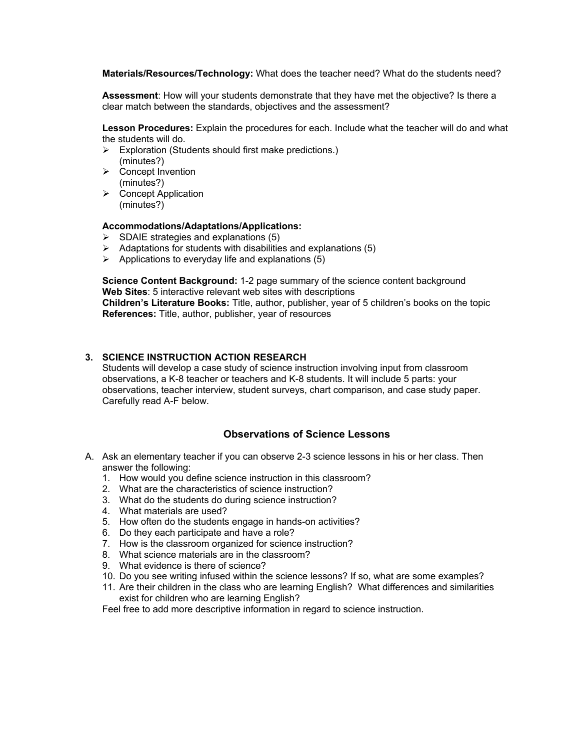**Materials/Resources/Technology:** What does the teacher need? What do the students need?

**Assessment**: How will your students demonstrate that they have met the objective? Is there a clear match between the standards, objectives and the assessment?

**Lesson Procedures:** Explain the procedures for each. Include what the teacher will do and what the students will do.

- Exploration (Students should first make predictions.)
  (minutes?)
- Concept Invention
  (minutes?)
- Concept Application
  (minutes?)

**Accommodations/Adaptations/Applications:**

- SDAIE strategies and explanations (5)
- Adaptations for students with disabilities and explanations (5)
- Applications to everyday life and explanations (5)

**Science Content Background:** 1-2 page summary of the science content background
**Web Sites**: 5 interactive relevant web sites with descriptions
**Children's Literature Books:** Title, author, publisher, year of 5 children's books on the topic
**References:** Title, author, publisher, year of resources

### 3. SCIENCE INSTRUCTION ACTION RESEARCH

Students will develop a case study of science instruction involving input from classroom observations, a K-8 teacher or teachers and K-8 students. It will include 5 parts: your observations, teacher interview, student surveys, chart comparison, and case study paper. Carefully read A-F below.

## Observations of Science Lessons

A. Ask an elementary teacher if you can observe 2-3 science lessons in his or her class. Then answer the following:

1. How would you define science instruction in this classroom?
2. What are the characteristics of science instruction?
3. What do the students do during science instruction?
4. What materials are used?
5. How often do the students engage in hands-on activities?
6. Do they each participate and have a role?
7. How is the classroom organized for science instruction?
8. What science materials are in the classroom?
9. What evidence is there of science?
10. Do you see writing infused within the science lessons? If so, what are some examples?
11. Are their children in the class who are learning English? What differences and similarities exist for children who are learning English?

Feel free to add more descriptive information in regard to science instruction.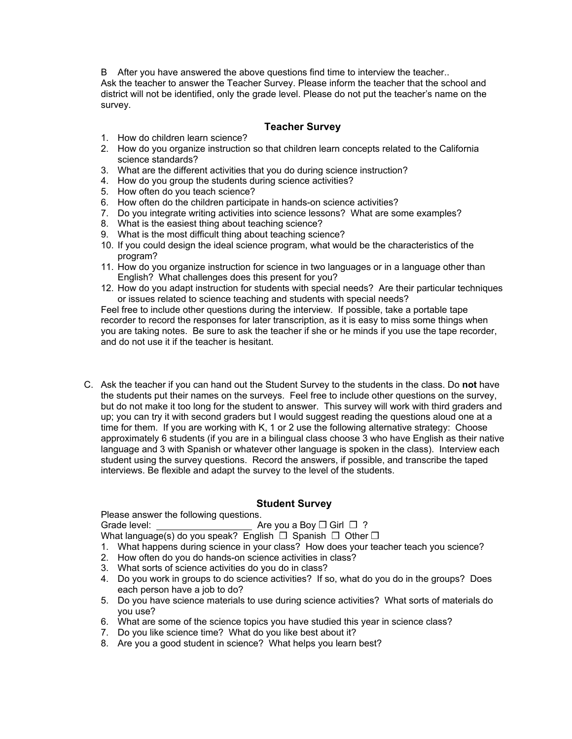B After you have answered the above questions find time to interview the teacher..
Ask the teacher to answer the Teacher Survey. Please inform the teacher that the school and district will not be identified, only the grade level. Please do not put the teacher's name on the survey.

### Teacher Survey

1. How do children learn science?
2. How do you organize instruction so that children learn concepts related to the California science standards?
3. What are the different activities that you do during science instruction?
4. How do you group the students during science activities?
5. How often do you teach science?
6. How often do the children participate in hands-on science activities?
7. Do you integrate writing activities into science lessons? What are some examples?
8. What is the easiest thing about teaching science?
9. What is the most difficult thing about teaching science?
10. If you could design the ideal science program, what would be the characteristics of the program?
11. How do you organize instruction for science in two languages or in a language other than English? What challenges does this present for you?
12. How do you adapt instruction for students with special needs? Are their particular techniques or issues related to science teaching and students with special needs?

Feel free to include other questions during the interview. If possible, take a portable tape recorder to record the responses for later transcription, as it is easy to miss some things when you are taking notes. Be sure to ask the teacher if she or he minds if you use the tape recorder, and do not use it if the teacher is hesitant.

C. Ask the teacher if you can hand out the Student Survey to the students in the class. Do **not** have the students put their names on the surveys. Feel free to include other questions on the survey, but do not make it too long for the student to answer. This survey will work with third graders and up; you can try it with second graders but I would suggest reading the questions aloud one at a time for them. If you are working with K, 1 or 2 use the following alternative strategy: Choose approximately 6 students (if you are in a bilingual class choose 3 who have English as their native language and 3 with Spanish or whatever other language is spoken in the class). Interview each student using the survey questions. Record the answers, if possible, and transcribe the taped interviews. Be flexible and adapt the survey to the level of the students.

### Student Survey

Please answer the following questions.
Grade level: ___________________ Are you a Boy ☐ Girl ☐ ?
What language(s) do you speak? English ☐ Spanish ☐ Other ☐

1. What happens during science in your class? How does your teacher teach you science?
2. How often do you do hands-on science activities in class?
3. What sorts of science activities do you do in class?
4. Do you work in groups to do science activities? If so, what do you do in the groups? Does each person have a job to do?
5. Do you have science materials to use during science activities? What sorts of materials do you use?
6. What are some of the science topics you have studied this year in science class?
7. Do you like science time? What do you like best about it?
8. Are you a good student in science? What helps you learn best?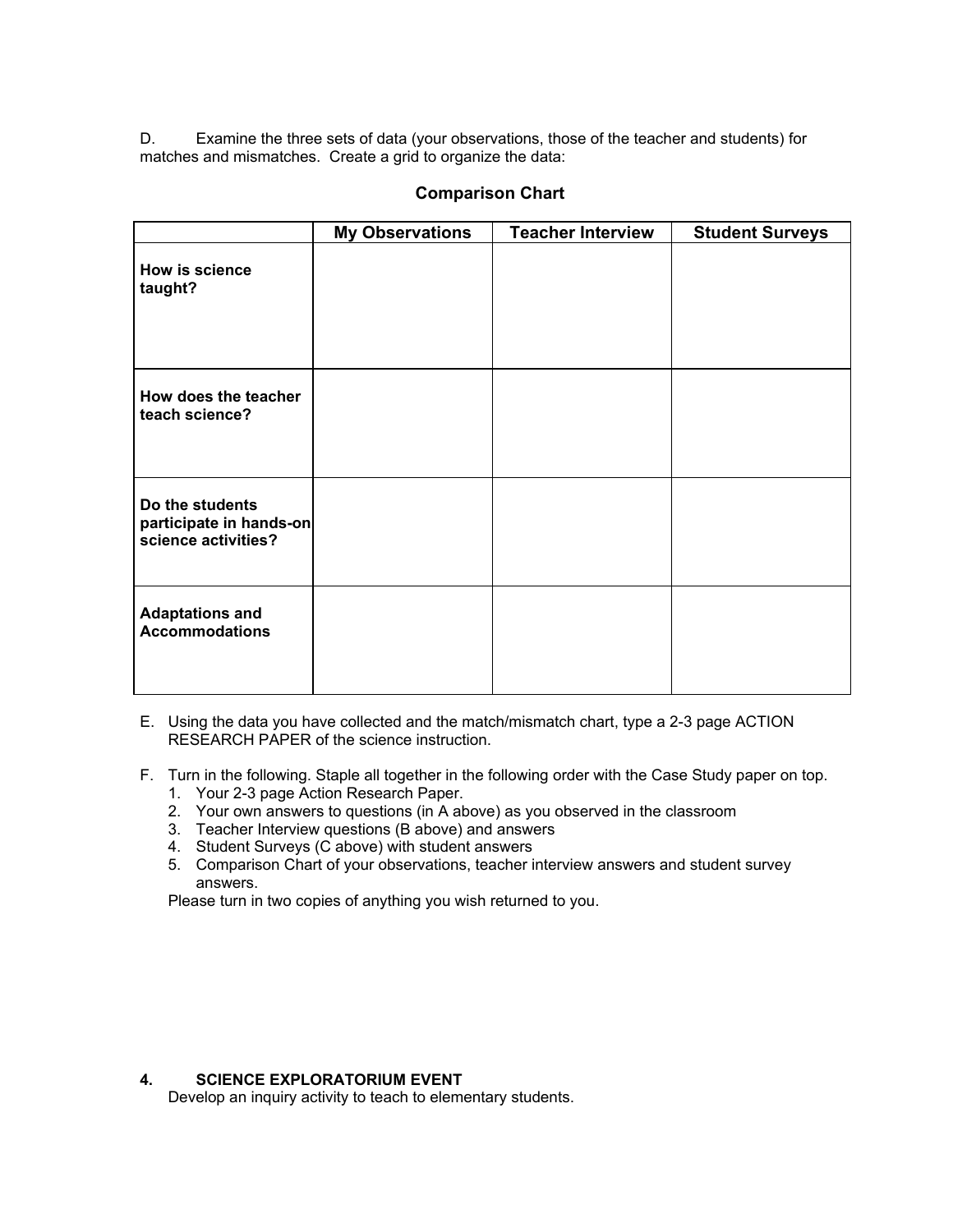D. Examine the three sets of data (your observations, those of the teacher and students) for matches and mismatches. Create a grid to organize the data:

**Comparison Chart**

| | **My Observations** | **Teacher Interview** | **Student Surveys** |
|---|---|---|---|
| **How is science taught?** | | | |
| **How does the teacher teach science?** | | | |
| **Do the students participate in hands-on science activities?** | | | |
| **Adaptations and Accommodations** | | | |

E. Using the data you have collected and the match/mismatch chart, type a 2-3 page ACTION RESEARCH PAPER of the science instruction.

F. Turn in the following. Staple all together in the following order with the Case Study paper on top.
   1. Your 2-3 page Action Research Paper.
   2. Your own answers to questions (in A above) as you observed in the classroom
   3. Teacher Interview questions (B above) and answers
   4. Student Surveys (C above) with student answers
   5. Comparison Chart of your observations, teacher interview answers and student survey answers.

   Please turn in two copies of anything you wish returned to you.

**4. SCIENCE EXPLORATORIUM EVENT**

Develop an inquiry activity to teach to elementary students.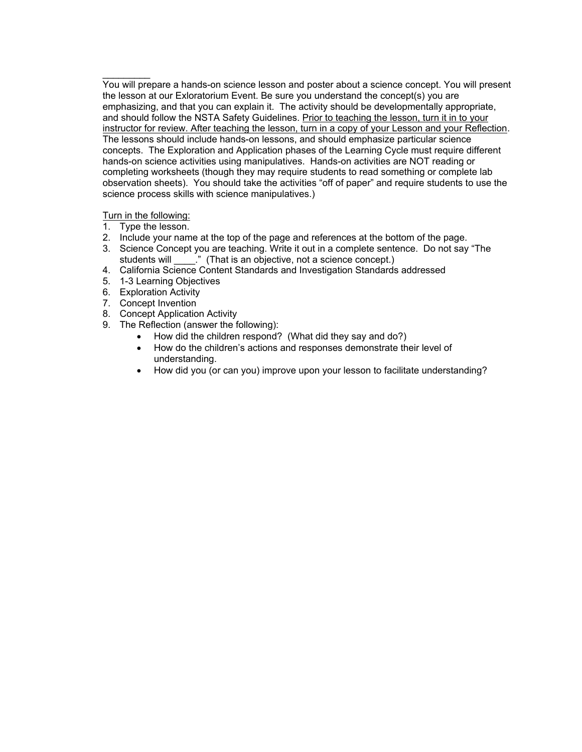\_\_\_\_\_\_\_\_\_

You will prepare a hands-on science lesson and poster about a science concept. You will present the lesson at our Exloratorium Event. Be sure you understand the concept(s) you are emphasizing, and that you can explain it. The activity should be developmentally appropriate, and should follow the NSTA Safety Guidelines. <u>Prior to teaching the lesson, turn it in to your instructor for review. After teaching the lesson, turn in a copy of your Lesson and your Reflection</u>. The lessons should include hands-on lessons, and should emphasize particular science concepts. The Exploration and Application phases of the Learning Cycle must require different hands-on science activities using manipulatives. Hands-on activities are NOT reading or completing worksheets (though they may require students to read something or complete lab observation sheets). You should take the activities "off of paper" and require students to use the science process skills with science manipulatives.)

<u>Turn in the following:</u>

1. Type the lesson.
2. Include your name at the top of the page and references at the bottom of the page.
3. Science Concept you are teaching. Write it out in a complete sentence. Do not say "The students will ____." (That is an objective, not a science concept.)
4. California Science Content Standards and Investigation Standards addressed
5. 1-3 Learning Objectives
6. Exploration Activity
7. Concept Invention
8. Concept Application Activity
9. The Reflection (answer the following):
   - How did the children respond? (What did they say and do?)
   - How do the children's actions and responses demonstrate their level of understanding.
   - How did you (or can you) improve upon your lesson to facilitate understanding?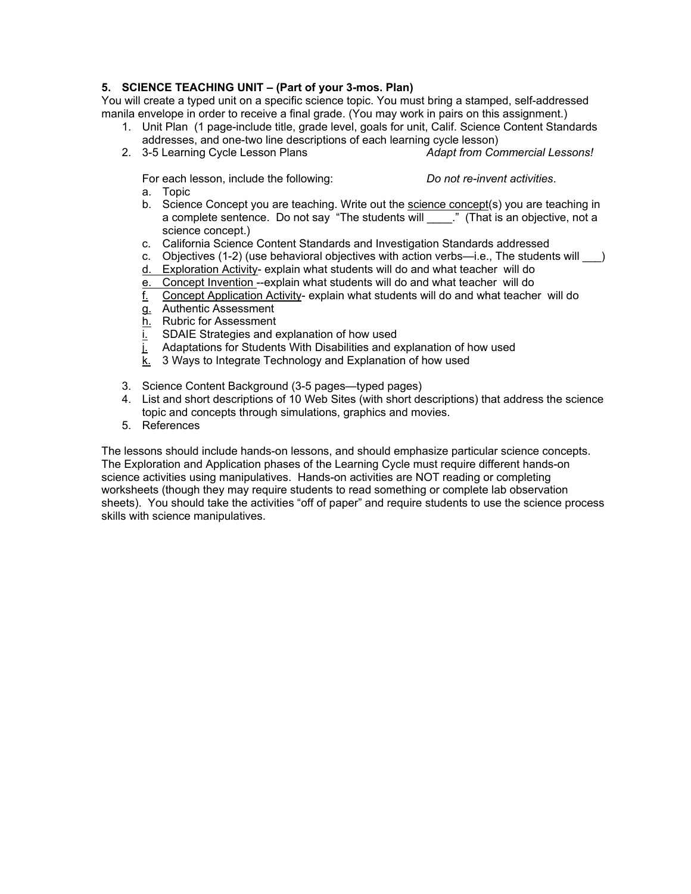**5. SCIENCE TEACHING UNIT – (Part of your 3-mos. Plan)**

You will create a typed unit on a specific science topic. You must bring a stamped, self-addressed manila envelope in order to receive a final grade. (You may work in pairs on this assignment.)

1. Unit Plan (1 page-include title, grade level, goals for unit, Calif. Science Content Standards addresses, and one-two line descriptions of each learning cycle lesson)
2. 3-5 Learning Cycle Lesson Plans *Adapt from Commercial Lessons!*

   For each lesson, include the following: *Do not re-invent activities*.

   a. Topic
   b. Science Concept you are teaching. Write out the <u>science concept</u>(s) you are teaching in a complete sentence. Do not say "The students will ____." (That is an objective, not a science concept.)
   c. California Science Content Standards and Investigation Standards addressed
   c. Objectives (1-2) (use behavioral objectives with action verbs—i.e., The students will ___)
   d. <u>Exploration Activity</u>- explain what students will do and what teacher will do
   e. <u>Concept Invention</u> --explain what students will do and what teacher will do
   f. <u>Concept Application Activity</u>- explain what students will do and what teacher will do
   g. Authentic Assessment
   h. Rubric for Assessment
   i. SDAIE Strategies and explanation of how used
   j. Adaptations for Students With Disabilities and explanation of how used
   k. 3 Ways to Integrate Technology and Explanation of how used

3. Science Content Background (3-5 pages—typed pages)
4. List and short descriptions of 10 Web Sites (with short descriptions) that address the science topic and concepts through simulations, graphics and movies.
5. References

The lessons should include hands-on lessons, and should emphasize particular science concepts. The Exploration and Application phases of the Learning Cycle must require different hands-on science activities using manipulatives. Hands-on activities are NOT reading or completing worksheets (though they may require students to read something or complete lab observation sheets). You should take the activities "off of paper" and require students to use the science process skills with science manipulatives.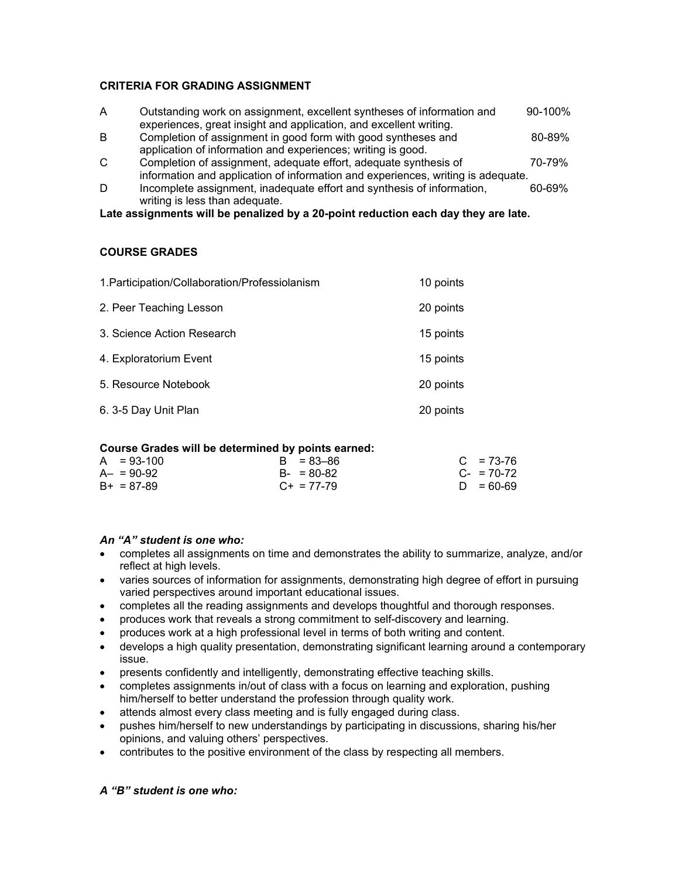## CRITERIA FOR GRADING ASSIGNMENT

| | | |
|---|---|---|
| A | Outstanding work on assignment, excellent syntheses of information and experiences, great insight and application, and excellent writing. | 90-100% |
| B | Completion of assignment in good form with good syntheses and application of information and experiences; writing is good. | 80-89% |
| C | Completion of assignment, adequate effort, adequate synthesis of information and application of information and experiences, writing is adequate. | 70-79% |
| D | Incomplete assignment, inadequate effort and synthesis of information, writing is less than adequate. | 60-69% |

**Late assignments will be penalized by a 20-point reduction each day they are late.**

## COURSE GRADES

| | |
|---|---|
| 1.Participation/Collaboration/Professiolanism | 10 points |
| 2. Peer Teaching Lesson | 20 points |
| 3. Science Action Research | 15 points |
| 4. Exploratorium Event | 15 points |
| 5. Resource Notebook | 20 points |
| 6. 3-5 Day Unit Plan | 20 points |

**Course Grades will be determined by points earned:**

| | | |
|---|---|---|
| A = 93-100 | B = 83–86 | C = 73-76 |
| A– = 90-92 | B- = 80-82 | C- = 70-72 |
| B+ = 87-89 | C+ = 77-79 | D = 60-69 |

***An "A" student is one who:***

- completes all assignments on time and demonstrates the ability to summarize, analyze, and/or reflect at high levels.
- varies sources of information for assignments, demonstrating high degree of effort in pursuing varied perspectives around important educational issues.
- completes all the reading assignments and develops thoughtful and thorough responses.
- produces work that reveals a strong commitment to self-discovery and learning.
- produces work at a high professional level in terms of both writing and content.
- develops a high quality presentation, demonstrating significant learning around a contemporary issue.
- presents confidently and intelligently, demonstrating effective teaching skills.
- completes assignments in/out of class with a focus on learning and exploration, pushing him/herself to better understand the profession through quality work.
- attends almost every class meeting and is fully engaged during class.
- pushes him/herself to new understandings by participating in discussions, sharing his/her opinions, and valuing others' perspectives.
- contributes to the positive environment of the class by respecting all members.

***A "B" student is one who:***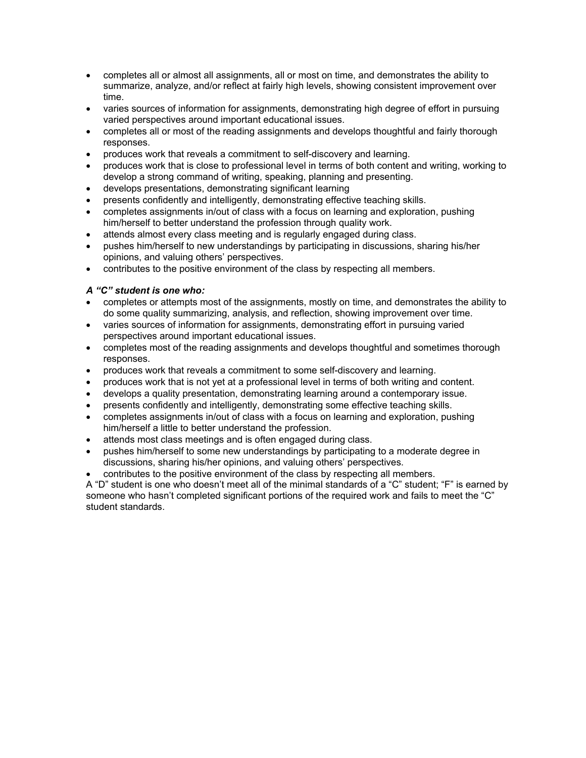- completes all or almost all assignments, all or most on time, and demonstrates the ability to summarize, analyze, and/or reflect at fairly high levels, showing consistent improvement over time.
- varies sources of information for assignments, demonstrating high degree of effort in pursuing varied perspectives around important educational issues.
- completes all or most of the reading assignments and develops thoughtful and fairly thorough responses.
- produces work that reveals a commitment to self-discovery and learning.
- produces work that is close to professional level in terms of both content and writing, working to develop a strong command of writing, speaking, planning and presenting.
- develops presentations, demonstrating significant learning
- presents confidently and intelligently, demonstrating effective teaching skills.
- completes assignments in/out of class with a focus on learning and exploration, pushing him/herself to better understand the profession through quality work.
- attends almost every class meeting and is regularly engaged during class.
- pushes him/herself to new understandings by participating in discussions, sharing his/her opinions, and valuing others' perspectives.
- contributes to the positive environment of the class by respecting all members.

***A "C" student is one who:***

- completes or attempts most of the assignments, mostly on time, and demonstrates the ability to do some quality summarizing, analysis, and reflection, showing improvement over time.
- varies sources of information for assignments, demonstrating effort in pursuing varied perspectives around important educational issues.
- completes most of the reading assignments and develops thoughtful and sometimes thorough responses.
- produces work that reveals a commitment to some self-discovery and learning.
- produces work that is not yet at a professional level in terms of both writing and content.
- develops a quality presentation, demonstrating learning around a contemporary issue.
- presents confidently and intelligently, demonstrating some effective teaching skills.
- completes assignments in/out of class with a focus on learning and exploration, pushing him/herself a little to better understand the profession.
- attends most class meetings and is often engaged during class.
- pushes him/herself to some new understandings by participating to a moderate degree in discussions, sharing his/her opinions, and valuing others' perspectives.
- contributes to the positive environment of the class by respecting all members.

A "D" student is one who doesn't meet all of the minimal standards of a "C" student; "F" is earned by someone who hasn't completed significant portions of the required work and fails to meet the "C" student standards.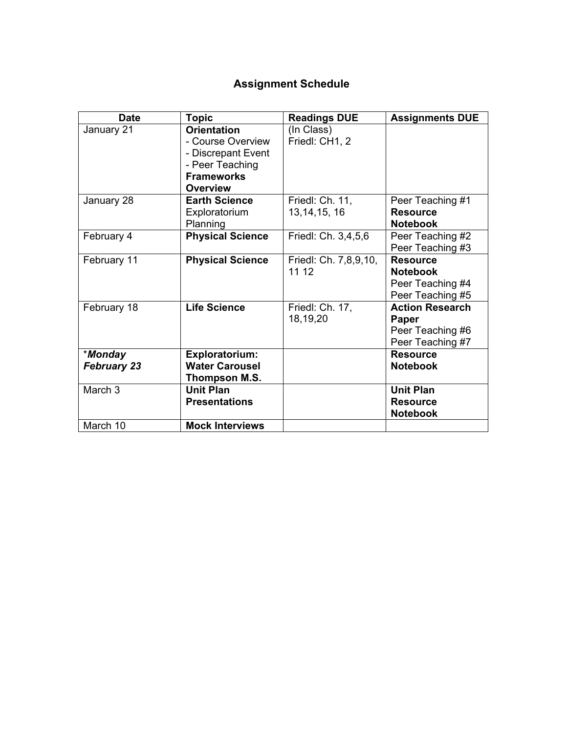## Assignment Schedule

| Date | Topic | Readings DUE | Assignments DUE |
|---|---|---|---|
| January 21 | **Orientation**<br>- Course Overview<br>- Discrepant Event<br>- Peer Teaching<br>**Frameworks Overview** | (In Class)<br>Friedl: CH1, 2 | |
| January 28 | **Earth Science**<br>Exploratorium Planning | Friedl: Ch. 11, 13,14,15, 16 | Peer Teaching #1<br>**Resource Notebook** |
| February 4 | **Physical Science** | Friedl: Ch. 3,4,5,6 | Peer Teaching #2<br>Peer Teaching #3 |
| February 11 | **Physical Science** | Friedl: Ch. 7,8,9,10, 11 12 | **Resource Notebook**<br>Peer Teaching #4<br>Peer Teaching #5 |
| February 18 | **Life Science** | Friedl: Ch. 17, 18,19,20 | **Action Research Paper**<br>Peer Teaching #6<br>Peer Teaching #7 |
| **\*_Monday February 23_** | **Exploratorium: Water Carousel Thompson M.S.** | | **Resource Notebook** |
| March 3 | **Unit Plan Presentations** | | **Unit Plan**<br>**Resource Notebook** |
| March 10 | **Mock Interviews** | | |